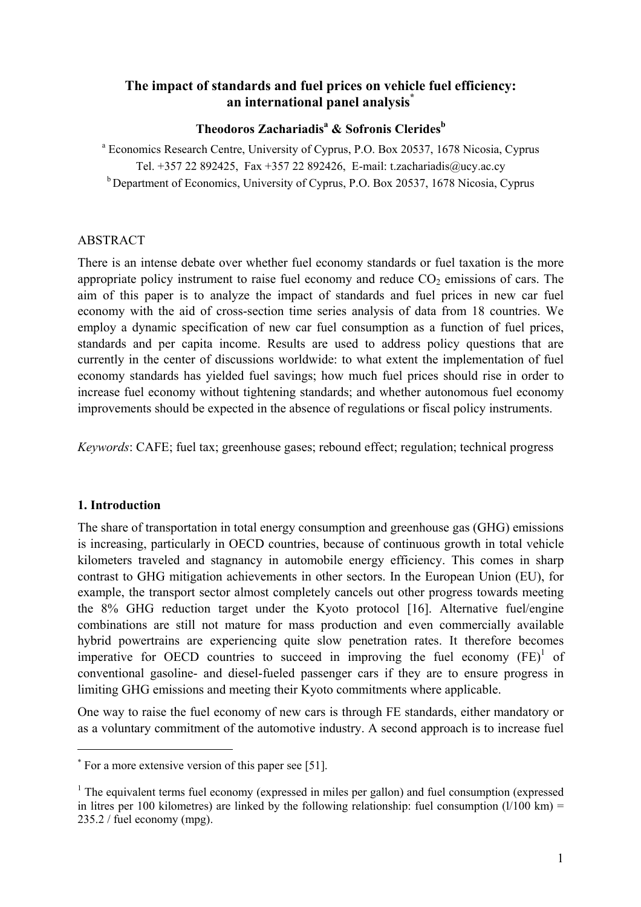# The impact of standards and fuel prices on vehicle fuel efficiency: an international panel analysis[*]

**Theodoros Zachariadis[a] & Sofronis Clerides[b]**

[a] Economics Research Centre, University of Cyprus, P.O. Box 20537, 1678 Nicosia, Cyprus
Tel. +357 22 892425, Fax +357 22 892426, E-mail: t.zachariadis@ucy.ac.cy

[b] Department of Economics, University of Cyprus, P.O. Box 20537, 1678 Nicosia, Cyprus

ABSTRACT

There is an intense debate over whether fuel economy standards or fuel taxation is the more appropriate policy instrument to raise fuel economy and reduce $CO_2$ emissions of cars. The aim of this paper is to analyze the impact of standards and fuel prices in new car fuel economy with the aid of cross-section time series analysis of data from 18 countries. We employ a dynamic specification of new car fuel consumption as a function of fuel prices, standards and per capita income. Results are used to address policy questions that are currently in the center of discussions worldwide: to what extent the implementation of fuel economy standards has yielded fuel savings; how much fuel prices should rise in order to increase fuel economy without tightening standards; and whether autonomous fuel economy improvements should be expected in the absence of regulations or fiscal policy instruments.

*Keywords*: CAFE; fuel tax; greenhouse gases; rebound effect; regulation; technical progress

## 1. Introduction

The share of transportation in total energy consumption and greenhouse gas (GHG) emissions is increasing, particularly in OECD countries, because of continuous growth in total vehicle kilometers traveled and stagnancy in automobile energy efficiency. This comes in sharp contrast to GHG mitigation achievements in other sectors. In the European Union (EU), for example, the transport sector almost completely cancels out other progress towards meeting the 8% GHG reduction target under the Kyoto protocol [16]. Alternative fuel/engine combinations are still not mature for mass production and even commercially available hybrid powertrains are experiencing quite slow penetration rates. It therefore becomes imperative for OECD countries to succeed in improving the fuel economy (FE)[1] of conventional gasoline- and diesel-fueled passenger cars if they are to ensure progress in limiting GHG emissions and meeting their Kyoto commitments where applicable.

One way to raise the fuel economy of new cars is through FE standards, either mandatory or as a voluntary commitment of the automotive industry. A second approach is to increase fuel

---

[*] For a more extensive version of this paper see [51].

[1] The equivalent terms fuel economy (expressed in miles per gallon) and fuel consumption (expressed in litres per 100 kilometres) are linked by the following relationship: fuel consumption (l/100 km) = 235.2 / fuel economy (mpg).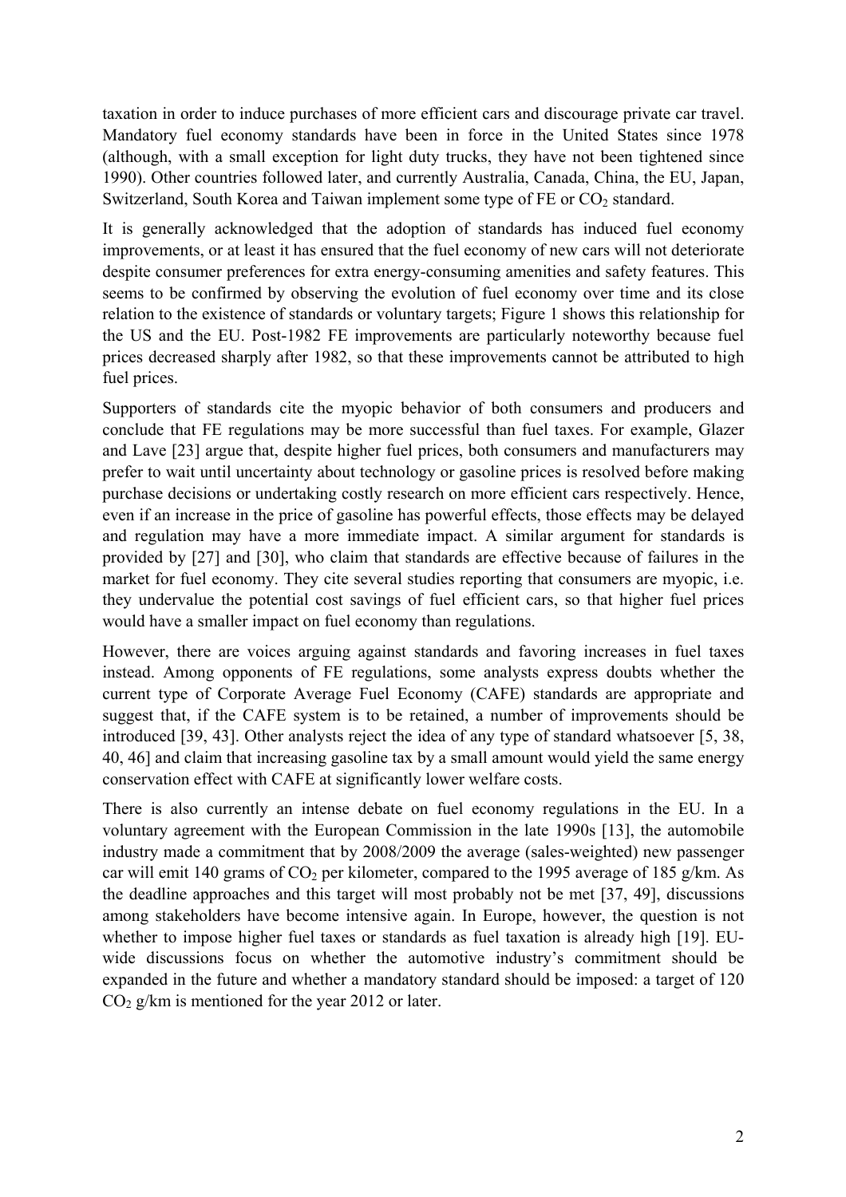taxation in order to induce purchases of more efficient cars and discourage private car travel. Mandatory fuel economy standards have been in force in the United States since 1978 (although, with a small exception for light duty trucks, they have not been tightened since 1990). Other countries followed later, and currently Australia, Canada, China, the EU, Japan, Switzerland, South Korea and Taiwan implement some type of FE or $CO_2$ standard.

It is generally acknowledged that the adoption of standards has induced fuel economy improvements, or at least it has ensured that the fuel economy of new cars will not deteriorate despite consumer preferences for extra energy-consuming amenities and safety features. This seems to be confirmed by observing the evolution of fuel economy over time and its close relation to the existence of standards or voluntary targets; Figure 1 shows this relationship for the US and the EU. Post-1982 FE improvements are particularly noteworthy because fuel prices decreased sharply after 1982, so that these improvements cannot be attributed to high fuel prices.

Supporters of standards cite the myopic behavior of both consumers and producers and conclude that FE regulations may be more successful than fuel taxes. For example, Glazer and Lave [23] argue that, despite higher fuel prices, both consumers and manufacturers may prefer to wait until uncertainty about technology or gasoline prices is resolved before making purchase decisions or undertaking costly research on more efficient cars respectively. Hence, even if an increase in the price of gasoline has powerful effects, those effects may be delayed and regulation may have a more immediate impact. A similar argument for standards is provided by [27] and [30], who claim that standards are effective because of failures in the market for fuel economy. They cite several studies reporting that consumers are myopic, i.e. they undervalue the potential cost savings of fuel efficient cars, so that higher fuel prices would have a smaller impact on fuel economy than regulations.

However, there are voices arguing against standards and favoring increases in fuel taxes instead. Among opponents of FE regulations, some analysts express doubts whether the current type of Corporate Average Fuel Economy (CAFE) standards are appropriate and suggest that, if the CAFE system is to be retained, a number of improvements should be introduced [39, 43]. Other analysts reject the idea of any type of standard whatsoever [5, 38, 40, 46] and claim that increasing gasoline tax by a small amount would yield the same energy conservation effect with CAFE at significantly lower welfare costs.

There is also currently an intense debate on fuel economy regulations in the EU. In a voluntary agreement with the European Commission in the late 1990s [13], the automobile industry made a commitment that by 2008/2009 the average (sales-weighted) new passenger car will emit 140 grams of $CO_2$ per kilometer, compared to the 1995 average of 185 g/km. As the deadline approaches and this target will most probably not be met [37, 49], discussions among stakeholders have become intensive again. In Europe, however, the question is not whether to impose higher fuel taxes or standards as fuel taxation is already high [19]. EU-wide discussions focus on whether the automotive industry's commitment should be expanded in the future and whether a mandatory standard should be imposed: a target of 120 $CO_2$ g/km is mentioned for the year 2012 or later.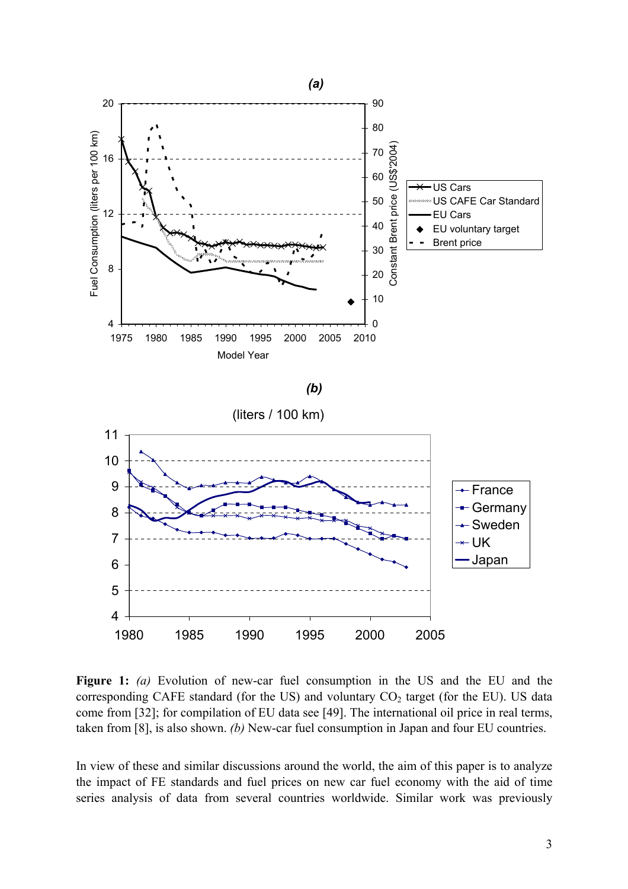**Figure 1:** *(a)* Evolution of new-car fuel consumption in the US and the EU and the corresponding CAFE standard (for the US) and voluntary $CO_2$ target (for the EU). US data come from [32]; for compilation of EU data see [49]. The international oil price in real terms, taken from [8], is also shown. *(b)* New-car fuel consumption in Japan and four EU countries.

In view of these and similar discussions around the world, the aim of this paper is to analyze the impact of FE standards and fuel prices on new car fuel economy with the aid of time series analysis of data from several countries worldwide. Similar work was previously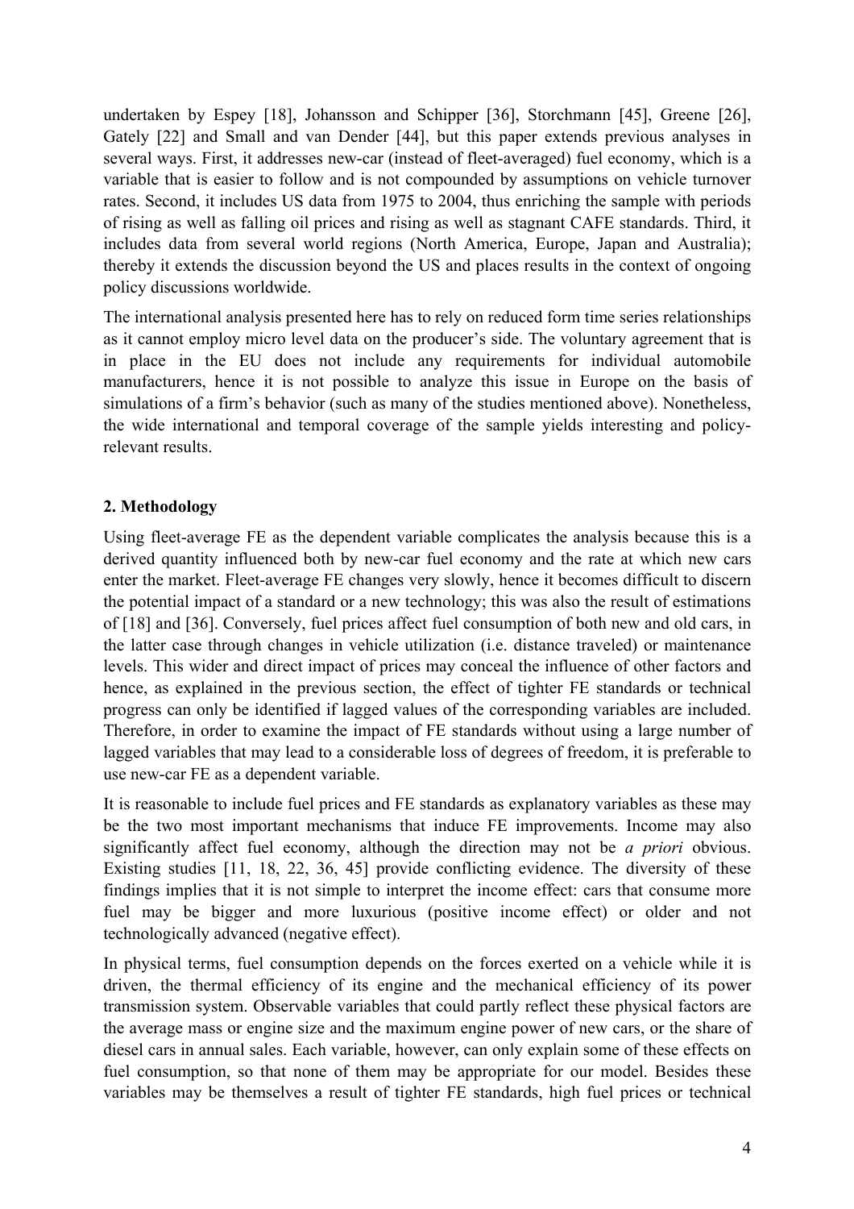undertaken by Espey [18], Johansson and Schipper [36], Storchmann [45], Greene [26], Gately [22] and Small and van Dender [44], but this paper extends previous analyses in several ways. First, it addresses new-car (instead of fleet-averaged) fuel economy, which is a variable that is easier to follow and is not compounded by assumptions on vehicle turnover rates. Second, it includes US data from 1975 to 2004, thus enriching the sample with periods of rising as well as falling oil prices and rising as well as stagnant CAFE standards. Third, it includes data from several world regions (North America, Europe, Japan and Australia); thereby it extends the discussion beyond the US and places results in the context of ongoing policy discussions worldwide.

The international analysis presented here has to rely on reduced form time series relationships as it cannot employ micro level data on the producer's side. The voluntary agreement that is in place in the EU does not include any requirements for individual automobile manufacturers, hence it is not possible to analyze this issue in Europe on the basis of simulations of a firm's behavior (such as many of the studies mentioned above). Nonetheless, the wide international and temporal coverage of the sample yields interesting and policy-relevant results.

## 2. Methodology

Using fleet-average FE as the dependent variable complicates the analysis because this is a derived quantity influenced both by new-car fuel economy and the rate at which new cars enter the market. Fleet-average FE changes very slowly, hence it becomes difficult to discern the potential impact of a standard or a new technology; this was also the result of estimations of [18] and [36]. Conversely, fuel prices affect fuel consumption of both new and old cars, in the latter case through changes in vehicle utilization (i.e. distance traveled) or maintenance levels. This wider and direct impact of prices may conceal the influence of other factors and hence, as explained in the previous section, the effect of tighter FE standards or technical progress can only be identified if lagged values of the corresponding variables are included. Therefore, in order to examine the impact of FE standards without using a large number of lagged variables that may lead to a considerable loss of degrees of freedom, it is preferable to use new-car FE as a dependent variable.

It is reasonable to include fuel prices and FE standards as explanatory variables as these may be the two most important mechanisms that induce FE improvements. Income may also significantly affect fuel economy, although the direction may not be *a priori* obvious. Existing studies [11, 18, 22, 36, 45] provide conflicting evidence. The diversity of these findings implies that it is not simple to interpret the income effect: cars that consume more fuel may be bigger and more luxurious (positive income effect) or older and not technologically advanced (negative effect).

In physical terms, fuel consumption depends on the forces exerted on a vehicle while it is driven, the thermal efficiency of its engine and the mechanical efficiency of its power transmission system. Observable variables that could partly reflect these physical factors are the average mass or engine size and the maximum engine power of new cars, or the share of diesel cars in annual sales. Each variable, however, can only explain some of these effects on fuel consumption, so that none of them may be appropriate for our model. Besides these variables may be themselves a result of tighter FE standards, high fuel prices or technical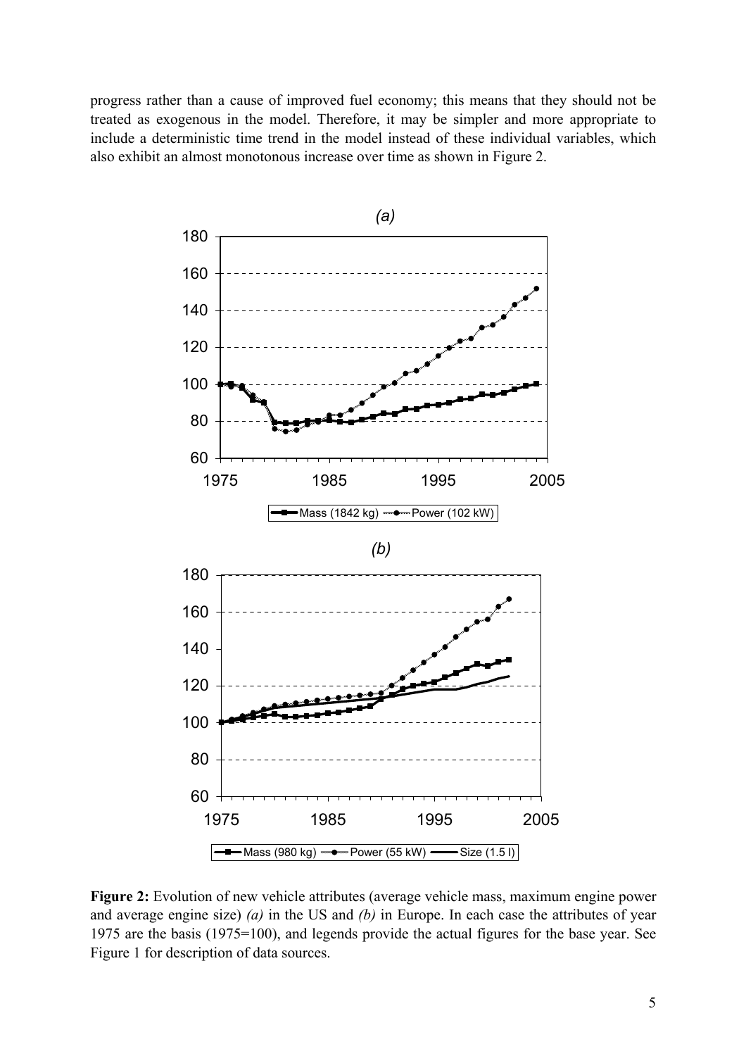progress rather than a cause of improved fuel economy; this means that they should not be treated as exogenous in the model. Therefore, it may be simpler and more appropriate to include a deterministic time trend in the model instead of these individual variables, which also exhibit an almost monotonous increase over time as shown in Figure 2.

**Figure 2:** Evolution of new vehicle attributes (average vehicle mass, maximum engine power and average engine size) *(a)* in the US and *(b)* in Europe. In each case the attributes of year 1975 are the basis (1975=100), and legends provide the actual figures for the base year. See Figure 1 for description of data sources.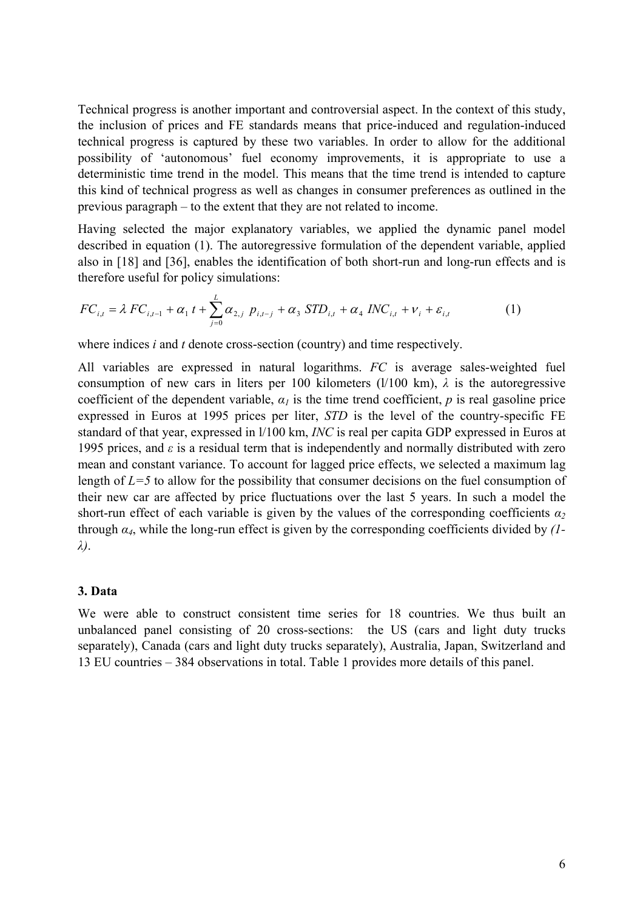Technical progress is another important and controversial aspect. In the context of this study, the inclusion of prices and FE standards means that price-induced and regulation-induced technical progress is captured by these two variables. In order to allow for the additional possibility of 'autonomous' fuel economy improvements, it is appropriate to use a deterministic time trend in the model. This means that the time trend is intended to capture this kind of technical progress as well as changes in consumer preferences as outlined in the previous paragraph – to the extent that they are not related to income.

Having selected the major explanatory variables, we applied the dynamic panel model described in equation (1). The autoregressive formulation of the dependent variable, applied also in [18] and [36], enables the identification of both short-run and long-run effects and is therefore useful for policy simulations:

$$FC_{i,t} = \lambda \, FC_{i,t-1} + \alpha_1 \, t + \sum_{j=0}^{L} \alpha_{2,j} \, p_{i,t-j} + \alpha_3 \, STD_{i,t} + \alpha_4 \, INC_{i,t} + \nu_i + \varepsilon_{i,t} \qquad (1)$$

where indices *i* and *t* denote cross-section (country) and time respectively.

All variables are expressed in natural logarithms. *FC* is average sales-weighted fuel consumption of new cars in liters per 100 kilometers (l/100 km), $\lambda$ is the autoregressive coefficient of the dependent variable, $\alpha_1$ is the time trend coefficient, *p* is real gasoline price expressed in Euros at 1995 prices per liter, *STD* is the level of the country-specific FE standard of that year, expressed in l/100 km, *INC* is real per capita GDP expressed in Euros at 1995 prices, and $\varepsilon$ is a residual term that is independently and normally distributed with zero mean and constant variance. To account for lagged price effects, we selected a maximum lag length of $L=5$ to allow for the possibility that consumer decisions on the fuel consumption of their new car are affected by price fluctuations over the last 5 years. In such a model the short-run effect of each variable is given by the values of the corresponding coefficients $\alpha_2$ through $\alpha_4$, while the long-run effect is given by the corresponding coefficients divided by $(1-\lambda)$.

### 3. Data

We were able to construct consistent time series for 18 countries. We thus built an unbalanced panel consisting of 20 cross-sections: the US (cars and light duty trucks separately), Canada (cars and light duty trucks separately), Australia, Japan, Switzerland and 13 EU countries – 384 observations in total. Table 1 provides more details of this panel.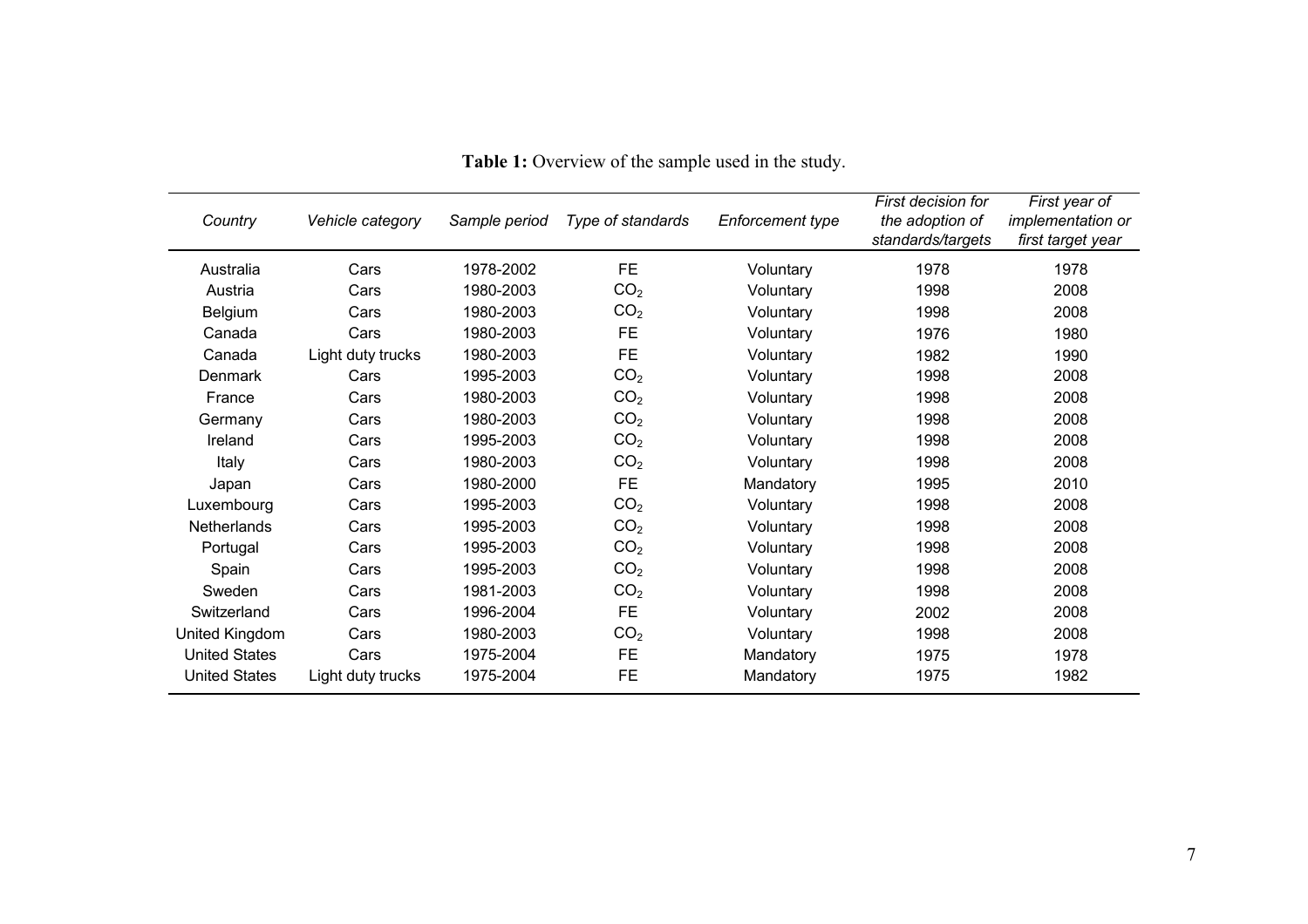**Table 1:** Overview of the sample used in the study.

| *Country* | *Vehicle category* | *Sample period* | *Type of standards* | *Enforcement type* | *First decision for the adoption of standards/targets* | *First year of implementation or first target year* |
|---|---|---|---|---|---|---|
| Australia | Cars | 1978-2002 | FE | Voluntary | 1978 | 1978 |
| Austria | Cars | 1980-2003 | $CO_2$ | Voluntary | 1998 | 2008 |
| Belgium | Cars | 1980-2003 | $CO_2$ | Voluntary | 1998 | 2008 |
| Canada | Cars | 1980-2003 | FE | Voluntary | 1976 | 1980 |
| Canada | Light duty trucks | 1980-2003 | FE | Voluntary | 1982 | 1990 |
| Denmark | Cars | 1995-2003 | $CO_2$ | Voluntary | 1998 | 2008 |
| France | Cars | 1980-2003 | $CO_2$ | Voluntary | 1998 | 2008 |
| Germany | Cars | 1980-2003 | $CO_2$ | Voluntary | 1998 | 2008 |
| Ireland | Cars | 1995-2003 | $CO_2$ | Voluntary | 1998 | 2008 |
| Italy | Cars | 1980-2003 | $CO_2$ | Voluntary | 1998 | 2008 |
| Japan | Cars | 1980-2000 | FE | Mandatory | 1995 | 2010 |
| Luxembourg | Cars | 1995-2003 | $CO_2$ | Voluntary | 1998 | 2008 |
| Netherlands | Cars | 1995-2003 | $CO_2$ | Voluntary | 1998 | 2008 |
| Portugal | Cars | 1995-2003 | $CO_2$ | Voluntary | 1998 | 2008 |
| Spain | Cars | 1995-2003 | $CO_2$ | Voluntary | 1998 | 2008 |
| Sweden | Cars | 1981-2003 | $CO_2$ | Voluntary | 1998 | 2008 |
| Switzerland | Cars | 1996-2004 | FE | Voluntary | 2002 | 2008 |
| United Kingdom | Cars | 1980-2003 | $CO_2$ | Voluntary | 1998 | 2008 |
| United States | Cars | 1975-2004 | FE | Mandatory | 1975 | 1978 |
| United States | Light duty trucks | 1975-2004 | FE | Mandatory | 1975 | 1982 |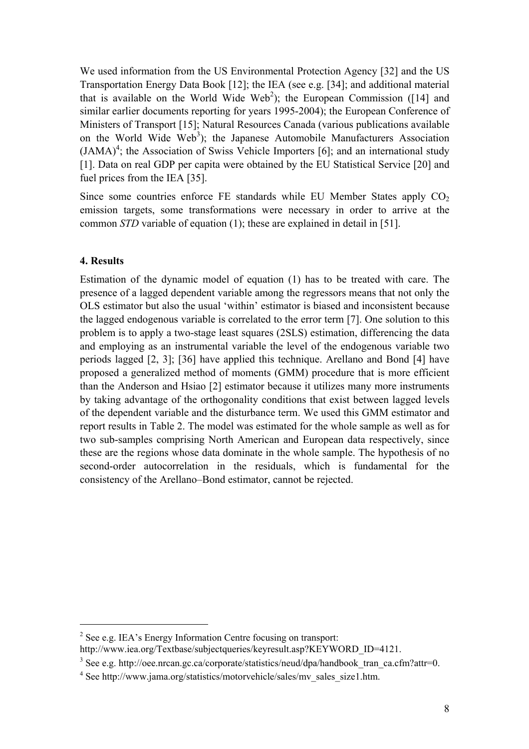We used information from the US Environmental Protection Agency [32] and the US Transportation Energy Data Book [12]; the IEA (see e.g. [34]; and additional material that is available on the World Wide Web[2]); the European Commission ([14] and similar earlier documents reporting for years 1995-2004); the European Conference of Ministers of Transport [15]; Natural Resources Canada (various publications available on the World Wide Web[3]); the Japanese Automobile Manufacturers Association (JAMA)[4]; the Association of Swiss Vehicle Importers [6]; and an international study [1]. Data on real GDP per capita were obtained by the EU Statistical Service [20] and fuel prices from the IEA [35].

Since some countries enforce FE standards while EU Member States apply $CO_2$ emission targets, some transformations were necessary in order to arrive at the common *STD* variable of equation (1); these are explained in detail in [51].

#### 4. Results

Estimation of the dynamic model of equation (1) has to be treated with care. The presence of a lagged dependent variable among the regressors means that not only the OLS estimator but also the usual 'within' estimator is biased and inconsistent because the lagged endogenous variable is correlated to the error term [7]. One solution to this problem is to apply a two-stage least squares (2SLS) estimation, differencing the data and employing as an instrumental variable the level of the endogenous variable two periods lagged [2, 3]; [36] have applied this technique. Arellano and Bond [4] have proposed a generalized method of moments (GMM) procedure that is more efficient than the Anderson and Hsiao [2] estimator because it utilizes many more instruments by taking advantage of the orthogonality conditions that exist between lagged levels of the dependent variable and the disturbance term. We used this GMM estimator and report results in Table 2. The model was estimated for the whole sample as well as for two sub-samples comprising North American and European data respectively, since these are the regions whose data dominate in the whole sample. The hypothesis of no second-order autocorrelation in the residuals, which is fundamental for the consistency of the Arellano–Bond estimator, cannot be rejected.

---

[2] See e.g. IEA's Energy Information Centre focusing on transport: http://www.iea.org/Textbase/subjectqueries/keyresult.asp?KEYWORD_ID=4121.

[3] See e.g. http://oee.nrcan.gc.ca/corporate/statistics/neud/dpa/handbook_tran_ca.cfm?attr=0.

[4] See http://www.jama.org/statistics/motorvehicle/sales/mv_sales_size1.htm.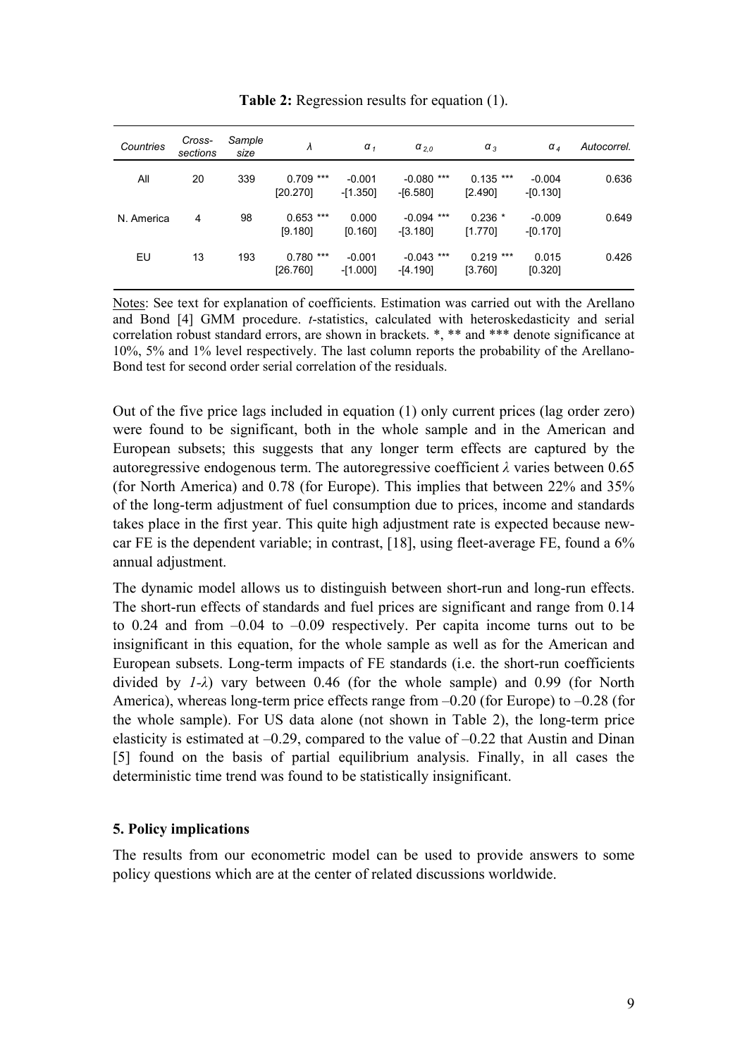**Table 2:** Regression results for equation (1).

| *Countries* | *Cross-sections* | *Sample size* | $\lambda$ | $\alpha_1$ | $\alpha_{2,0}$ | $\alpha_3$ | $\alpha_4$ | *Autocorrel.* |
|---|---|---|---|---|---|---|---|---|
| All | 20 | 339 | 0.709 *** | -0.001 | -0.080 *** | 0.135 *** | -0.004 | 0.636 |
| | | | [20.270] | -[1.350] | -[6.580] | [2.490] | -[0.130] | |
| N. America | 4 | 98 | 0.653 *** | 0.000 | -0.094 *** | 0.236 * | -0.009 | 0.649 |
| | | | [9.180] | [0.160] | -[3.180] | [1.770] | -[0.170] | |
| EU | 13 | 193 | 0.780 *** | -0.001 | -0.043 *** | 0.219 *** | 0.015 | 0.426 |
| | | | [26.760] | -[1.000] | -[4.190] | [3.760] | [0.320] | |

Notes: See text for explanation of coefficients. Estimation was carried out with the Arellano and Bond [4] GMM procedure. *t*-statistics, calculated with heteroskedasticity and serial correlation robust standard errors, are shown in brackets. *, ** and *** denote significance at 10%, 5% and 1% level respectively. The last column reports the probability of the Arellano-Bond test for second order serial correlation of the residuals.

Out of the five price lags included in equation (1) only current prices (lag order zero) were found to be significant, both in the whole sample and in the American and European subsets; this suggests that any longer term effects are captured by the autoregressive endogenous term. The autoregressive coefficient $\lambda$ varies between 0.65 (for North America) and 0.78 (for Europe). This implies that between 22% and 35% of the long-term adjustment of fuel consumption due to prices, income and standards takes place in the first year. This quite high adjustment rate is expected because new-car FE is the dependent variable; in contrast, [18], using fleet-average FE, found a 6% annual adjustment.

The dynamic model allows us to distinguish between short-run and long-run effects. The short-run effects of standards and fuel prices are significant and range from 0.14 to 0.24 and from –0.04 to –0.09 respectively. Per capita income turns out to be insignificant in this equation, for the whole sample as well as for the American and European subsets. Long-term impacts of FE standards (i.e. the short-run coefficients divided by $1\text{-}\lambda$) vary between 0.46 (for the whole sample) and 0.99 (for North America), whereas long-term price effects range from –0.20 (for Europe) to –0.28 (for the whole sample). For US data alone (not shown in Table 2), the long-term price elasticity is estimated at –0.29, compared to the value of –0.22 that Austin and Dinan [5] found on the basis of partial equilibrium analysis. Finally, in all cases the deterministic time trend was found to be statistically insignificant.

## 5. Policy implications

The results from our econometric model can be used to provide answers to some policy questions which are at the center of related discussions worldwide.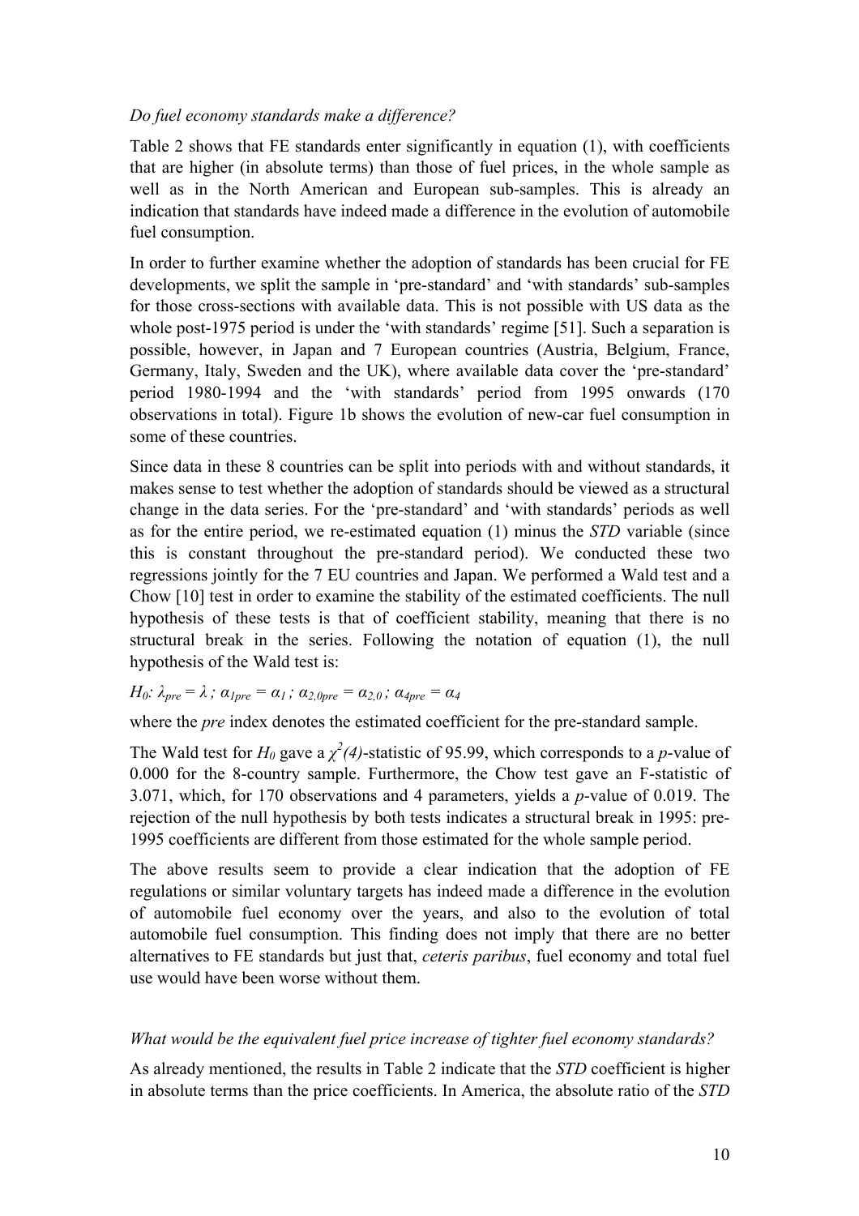*Do fuel economy standards make a difference?*

Table 2 shows that FE standards enter significantly in equation (1), with coefficients that are higher (in absolute terms) than those of fuel prices, in the whole sample as well as in the North American and European sub-samples. This is already an indication that standards have indeed made a difference in the evolution of automobile fuel consumption.

In order to further examine whether the adoption of standards has been crucial for FE developments, we split the sample in 'pre-standard' and 'with standards' sub-samples for those cross-sections with available data. This is not possible with US data as the whole post-1975 period is under the 'with standards' regime [51]. Such a separation is possible, however, in Japan and 7 European countries (Austria, Belgium, France, Germany, Italy, Sweden and the UK), where available data cover the 'pre-standard' period 1980-1994 and the 'with standards' period from 1995 onwards (170 observations in total). Figure 1b shows the evolution of new-car fuel consumption in some of these countries.

Since data in these 8 countries can be split into periods with and without standards, it makes sense to test whether the adoption of standards should be viewed as a structural change in the data series. For the 'pre-standard' and 'with standards' periods as well as for the entire period, we re-estimated equation (1) minus the *STD* variable (since this is constant throughout the pre-standard period). We conducted these two regressions jointly for the 7 EU countries and Japan. We performed a Wald test and a Chow [10] test in order to examine the stability of the estimated coefficients. The null hypothesis of these tests is that of coefficient stability, meaning that there is no structural break in the series. Following the notation of equation (1), the null hypothesis of the Wald test is:

$H_0$: $\lambda_{pre} = \lambda$ ; $\alpha_{1pre} = \alpha_1$ ; $\alpha_{2,0pre} = \alpha_{2,0}$ ; $\alpha_{4pre} = \alpha_4$

where the *pre* index denotes the estimated coefficient for the pre-standard sample.

The Wald test for $H_0$ gave a $\chi^2(4)$-statistic of 95.99, which corresponds to a $p$-value of 0.000 for the 8-country sample. Furthermore, the Chow test gave an F-statistic of 3.071, which, for 170 observations and 4 parameters, yields a $p$-value of 0.019. The rejection of the null hypothesis by both tests indicates a structural break in 1995: pre-1995 coefficients are different from those estimated for the whole sample period.

The above results seem to provide a clear indication that the adoption of FE regulations or similar voluntary targets has indeed made a difference in the evolution of automobile fuel economy over the years, and also to the evolution of total automobile fuel consumption. This finding does not imply that there are no better alternatives to FE standards but just that, *ceteris paribus*, fuel economy and total fuel use would have been worse without them.

*What would be the equivalent fuel price increase of tighter fuel economy standards?*

As already mentioned, the results in Table 2 indicate that the *STD* coefficient is higher in absolute terms than the price coefficients. In America, the absolute ratio of the *STD*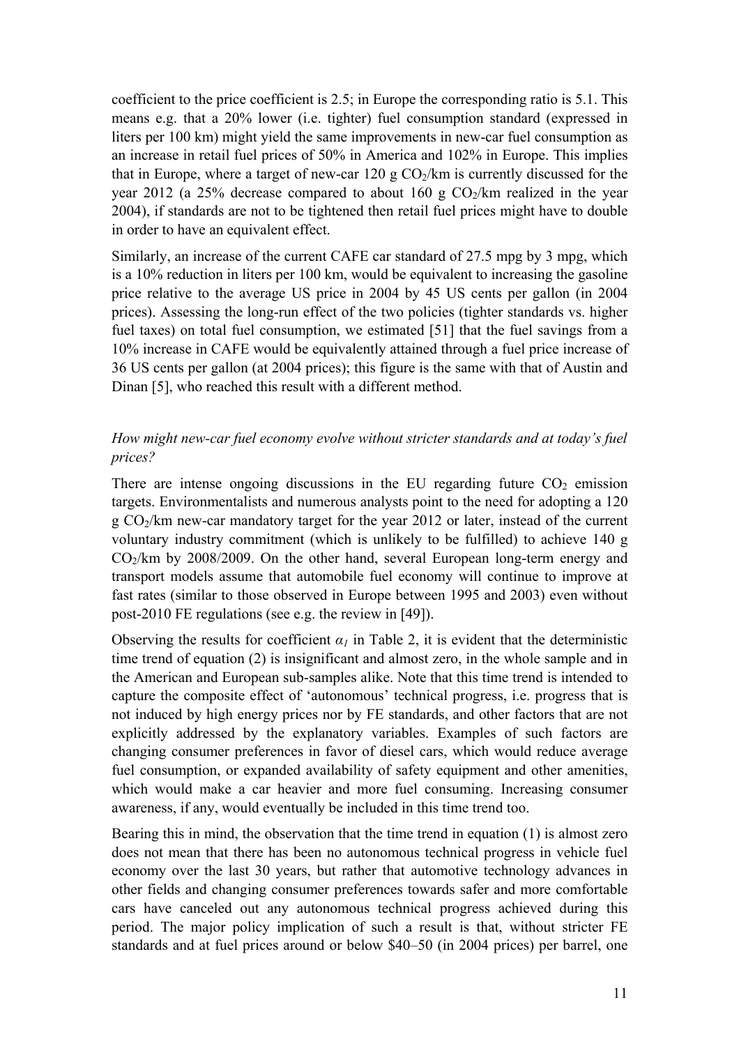coefficient to the price coefficient is 2.5; in Europe the corresponding ratio is 5.1. This means e.g. that a 20% lower (i.e. tighter) fuel consumption standard (expressed in liters per 100 km) might yield the same improvements in new-car fuel consumption as an increase in retail fuel prices of 50% in America and 102% in Europe. This implies that in Europe, where a target of new-car 120 g $CO_2$/km is currently discussed for the year 2012 (a 25% decrease compared to about 160 g $CO_2$/km realized in the year 2004), if standards are not to be tightened then retail fuel prices might have to double in order to have an equivalent effect.

Similarly, an increase of the current CAFE car standard of 27.5 mpg by 3 mpg, which is a 10% reduction in liters per 100 km, would be equivalent to increasing the gasoline price relative to the average US price in 2004 by 45 US cents per gallon (in 2004 prices). Assessing the long-run effect of the two policies (tighter standards vs. higher fuel taxes) on total fuel consumption, we estimated [51] that the fuel savings from a 10% increase in CAFE would be equivalently attained through a fuel price increase of 36 US cents per gallon (at 2004 prices); this figure is the same with that of Austin and Dinan [5], who reached this result with a different method.

*How might new-car fuel economy evolve without stricter standards and at today's fuel prices?*

There are intense ongoing discussions in the EU regarding future $CO_2$ emission targets. Environmentalists and numerous analysts point to the need for adopting a 120 g $CO_2$/km new-car mandatory target for the year 2012 or later, instead of the current voluntary industry commitment (which is unlikely to be fulfilled) to achieve 140 g $CO_2$/km by 2008/2009. On the other hand, several European long-term energy and transport models assume that automobile fuel economy will continue to improve at fast rates (similar to those observed in Europe between 1995 and 2003) even without post-2010 FE regulations (see e.g. the review in [49]).

Observing the results for coefficient $\alpha_1$ in Table 2, it is evident that the deterministic time trend of equation (2) is insignificant and almost zero, in the whole sample and in the American and European sub-samples alike. Note that this time trend is intended to capture the composite effect of 'autonomous' technical progress, i.e. progress that is not induced by high energy prices nor by FE standards, and other factors that are not explicitly addressed by the explanatory variables. Examples of such factors are changing consumer preferences in favor of diesel cars, which would reduce average fuel consumption, or expanded availability of safety equipment and other amenities, which would make a car heavier and more fuel consuming. Increasing consumer awareness, if any, would eventually be included in this time trend too.

Bearing this in mind, the observation that the time trend in equation (1) is almost zero does not mean that there has been no autonomous technical progress in vehicle fuel economy over the last 30 years, but rather that automotive technology advances in other fields and changing consumer preferences towards safer and more comfortable cars have canceled out any autonomous technical progress achieved during this period. The major policy implication of such a result is that, without stricter FE standards and at fuel prices around or below \$40–50 (in 2004 prices) per barrel, one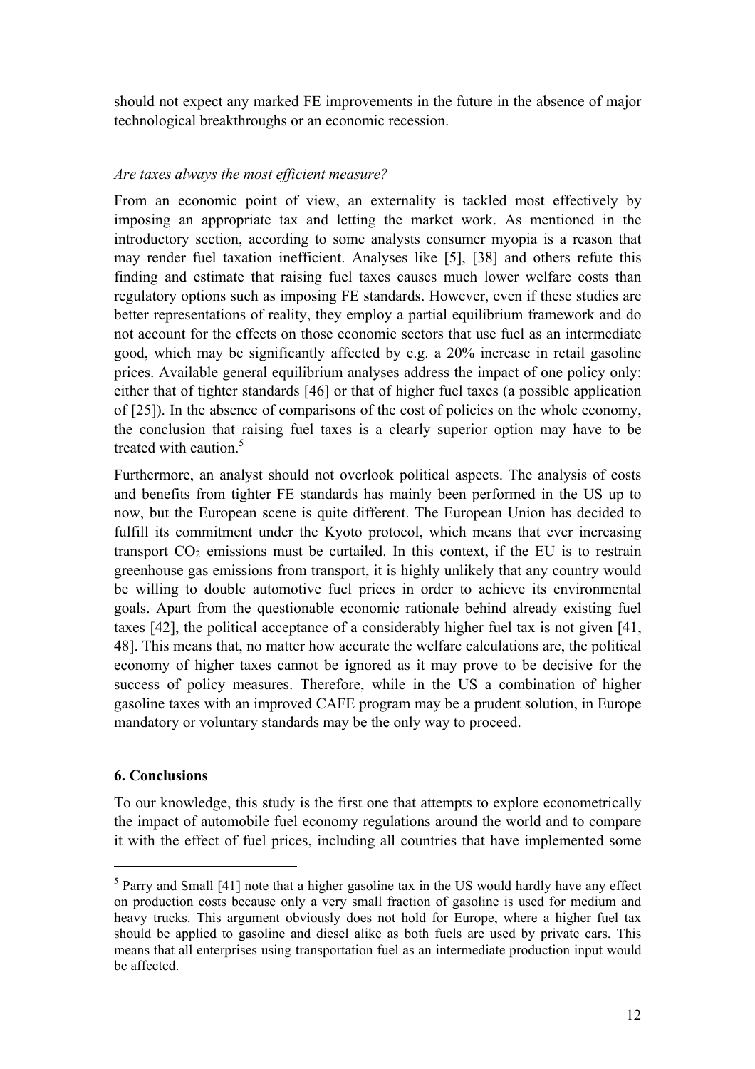should not expect any marked FE improvements in the future in the absence of major technological breakthroughs or an economic recession.

*Are taxes always the most efficient measure?*

From an economic point of view, an externality is tackled most effectively by imposing an appropriate tax and letting the market work. As mentioned in the introductory section, according to some analysts consumer myopia is a reason that may render fuel taxation inefficient. Analyses like [5], [38] and others refute this finding and estimate that raising fuel taxes causes much lower welfare costs than regulatory options such as imposing FE standards. However, even if these studies are better representations of reality, they employ a partial equilibrium framework and do not account for the effects on those economic sectors that use fuel as an intermediate good, which may be significantly affected by e.g. a 20% increase in retail gasoline prices. Available general equilibrium analyses address the impact of one policy only: either that of tighter standards [46] or that of higher fuel taxes (a possible application of [25]). In the absence of comparisons of the cost of policies on the whole economy, the conclusion that raising fuel taxes is a clearly superior option may have to be treated with caution.[5]

Furthermore, an analyst should not overlook political aspects. The analysis of costs and benefits from tighter FE standards has mainly been performed in the US up to now, but the European scene is quite different. The European Union has decided to fulfill its commitment under the Kyoto protocol, which means that ever increasing transport $CO_2$ emissions must be curtailed. In this context, if the EU is to restrain greenhouse gas emissions from transport, it is highly unlikely that any country would be willing to double automotive fuel prices in order to achieve its environmental goals. Apart from the questionable economic rationale behind already existing fuel taxes [42], the political acceptance of a considerably higher fuel tax is not given [41, 48]. This means that, no matter how accurate the welfare calculations are, the political economy of higher taxes cannot be ignored as it may prove to be decisive for the success of policy measures. Therefore, while in the US a combination of higher gasoline taxes with an improved CAFE program may be a prudent solution, in Europe mandatory or voluntary standards may be the only way to proceed.

## 6. Conclusions

To our knowledge, this study is the first one that attempts to explore econometrically the impact of automobile fuel economy regulations around the world and to compare it with the effect of fuel prices, including all countries that have implemented some

[5] Parry and Small [41] note that a higher gasoline tax in the US would hardly have any effect on production costs because only a very small fraction of gasoline is used for medium and heavy trucks. This argument obviously does not hold for Europe, where a higher fuel tax should be applied to gasoline and diesel alike as both fuels are used by private cars. This means that all enterprises using transportation fuel as an intermediate production input would be affected.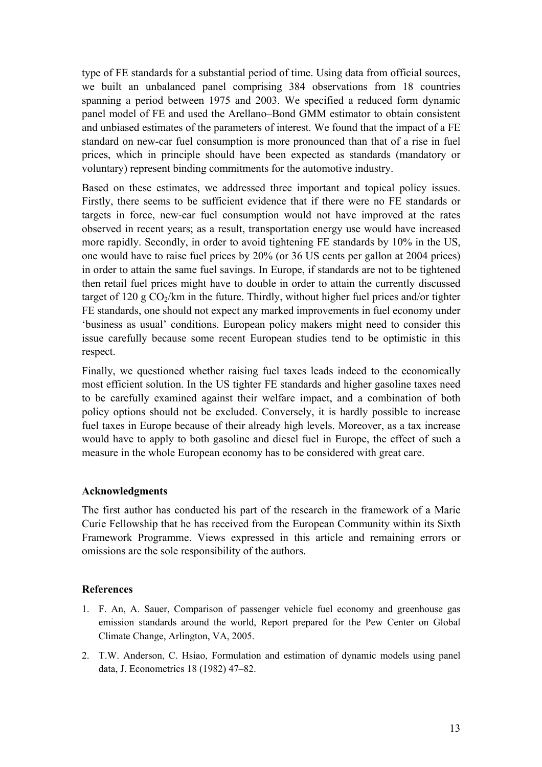type of FE standards for a substantial period of time. Using data from official sources, we built an unbalanced panel comprising 384 observations from 18 countries spanning a period between 1975 and 2003. We specified a reduced form dynamic panel model of FE and used the Arellano–Bond GMM estimator to obtain consistent and unbiased estimates of the parameters of interest. We found that the impact of a FE standard on new-car fuel consumption is more pronounced than that of a rise in fuel prices, which in principle should have been expected as standards (mandatory or voluntary) represent binding commitments for the automotive industry.

Based on these estimates, we addressed three important and topical policy issues. Firstly, there seems to be sufficient evidence that if there were no FE standards or targets in force, new-car fuel consumption would not have improved at the rates observed in recent years; as a result, transportation energy use would have increased more rapidly. Secondly, in order to avoid tightening FE standards by 10% in the US, one would have to raise fuel prices by 20% (or 36 US cents per gallon at 2004 prices) in order to attain the same fuel savings. In Europe, if standards are not to be tightened then retail fuel prices might have to double in order to attain the currently discussed target of 120 g $CO_2$/km in the future. Thirdly, without higher fuel prices and/or tighter FE standards, one should not expect any marked improvements in fuel economy under 'business as usual' conditions. European policy makers might need to consider this issue carefully because some recent European studies tend to be optimistic in this respect.

Finally, we questioned whether raising fuel taxes leads indeed to the economically most efficient solution. In the US tighter FE standards and higher gasoline taxes need to be carefully examined against their welfare impact, and a combination of both policy options should not be excluded. Conversely, it is hardly possible to increase fuel taxes in Europe because of their already high levels. Moreover, as a tax increase would have to apply to both gasoline and diesel fuel in Europe, the effect of such a measure in the whole European economy has to be considered with great care.

### Acknowledgments

The first author has conducted his part of the research in the framework of a Marie Curie Fellowship that he has received from the European Community within its Sixth Framework Programme. Views expressed in this article and remaining errors or omissions are the sole responsibility of the authors.

### References

1. F. An, A. Sauer, Comparison of passenger vehicle fuel economy and greenhouse gas emission standards around the world, Report prepared for the Pew Center on Global Climate Change, Arlington, VA, 2005.
2. T.W. Anderson, C. Hsiao, Formulation and estimation of dynamic models using panel data, J. Econometrics 18 (1982) 47–82.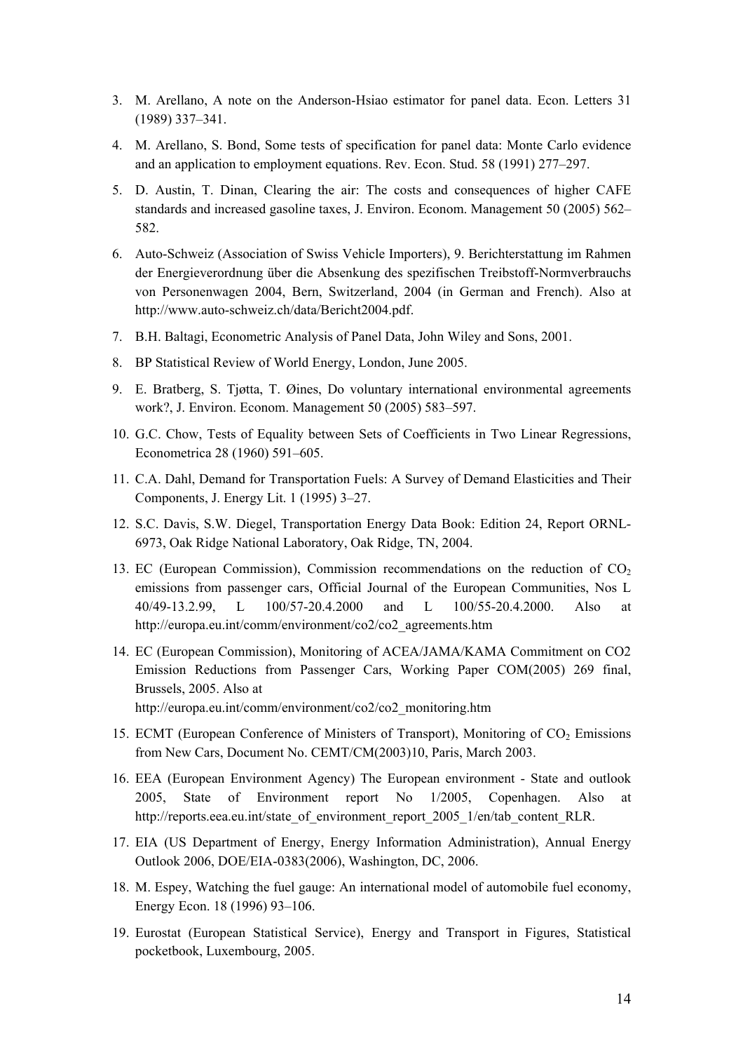3. M. Arellano, A note on the Anderson-Hsiao estimator for panel data. Econ. Letters 31 (1989) 337–341.

4. M. Arellano, S. Bond, Some tests of specification for panel data: Monte Carlo evidence and an application to employment equations. Rev. Econ. Stud. 58 (1991) 277–297.

5. D. Austin, T. Dinan, Clearing the air: The costs and consequences of higher CAFE standards and increased gasoline taxes, J. Environ. Econom. Management 50 (2005) 562–582.

6. Auto-Schweiz (Association of Swiss Vehicle Importers), 9. Berichterstattung im Rahmen der Energieverordnung über die Absenkung des spezifischen Treibstoff-Normverbrauchs von Personenwagen 2004, Bern, Switzerland, 2004 (in German and French). Also at http://www.auto-schweiz.ch/data/Bericht2004.pdf.

7. B.H. Baltagi, Econometric Analysis of Panel Data, John Wiley and Sons, 2001.

8. BP Statistical Review of World Energy, London, June 2005.

9. E. Bratberg, S. Tjøtta, T. Øines, Do voluntary international environmental agreements work?, J. Environ. Econom. Management 50 (2005) 583–597.

10. G.C. Chow, Tests of Equality between Sets of Coefficients in Two Linear Regressions, Econometrica 28 (1960) 591–605.

11. C.A. Dahl, Demand for Transportation Fuels: A Survey of Demand Elasticities and Their Components, J. Energy Lit. 1 (1995) 3–27.

12. S.C. Davis, S.W. Diegel, Transportation Energy Data Book: Edition 24, Report ORNL-6973, Oak Ridge National Laboratory, Oak Ridge, TN, 2004.

13. EC (European Commission), Commission recommendations on the reduction of $CO_2$ emissions from passenger cars, Official Journal of the European Communities, Nos L 40/49-13.2.99, L 100/57-20.4.2000 and L 100/55-20.4.2000. Also at http://europa.eu.int/comm/environment/co2/co2_agreements.htm

14. EC (European Commission), Monitoring of ACEA/JAMA/KAMA Commitment on CO2 Emission Reductions from Passenger Cars, Working Paper COM(2005) 269 final, Brussels, 2005. Also at http://europa.eu.int/comm/environment/co2/co2_monitoring.htm

15. ECMT (European Conference of Ministers of Transport), Monitoring of $CO_2$ Emissions from New Cars, Document No. CEMT/CM(2003)10, Paris, March 2003.

16. EEA (European Environment Agency) The European environment - State and outlook 2005, State of Environment report No 1/2005, Copenhagen. Also at http://reports.eea.eu.int/state_of_environment_report_2005_1/en/tab_content_RLR.

17. EIA (US Department of Energy, Energy Information Administration), Annual Energy Outlook 2006, DOE/EIA-0383(2006), Washington, DC, 2006.

18. M. Espey, Watching the fuel gauge: An international model of automobile fuel economy, Energy Econ. 18 (1996) 93–106.

19. Eurostat (European Statistical Service), Energy and Transport in Figures, Statistical pocketbook, Luxembourg, 2005.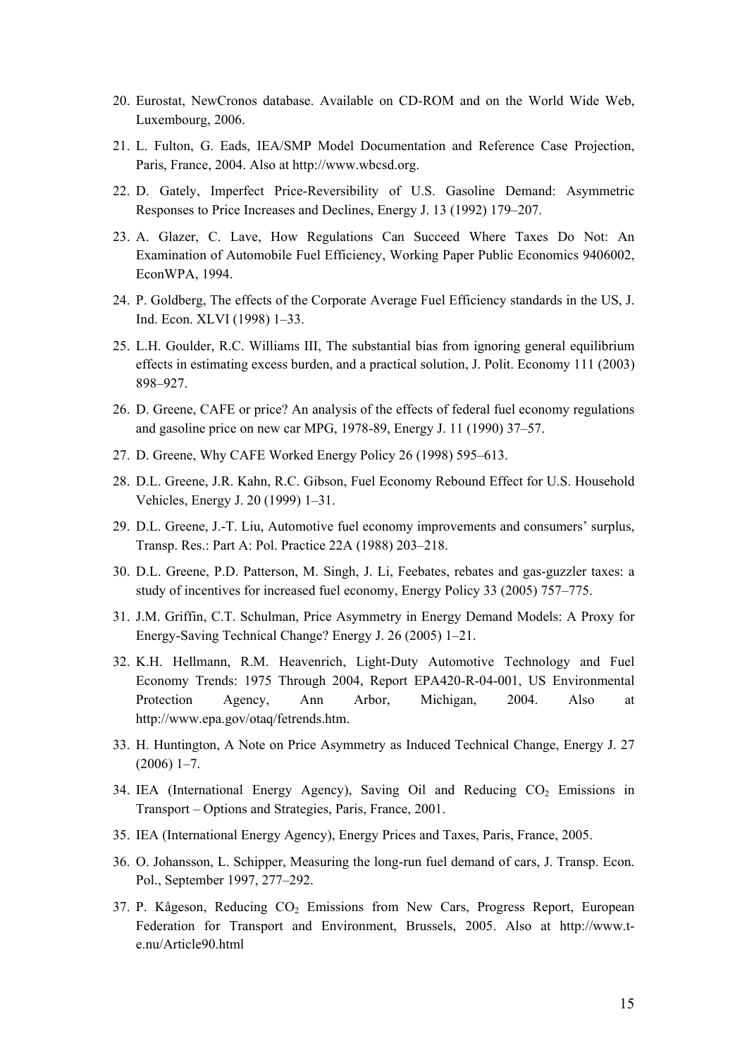20. Eurostat, NewCronos database. Available on CD-ROM and on the World Wide Web, Luxembourg, 2006.
21. L. Fulton, G. Eads, IEA/SMP Model Documentation and Reference Case Projection, Paris, France, 2004. Also at http://www.wbcsd.org.
22. D. Gately, Imperfect Price-Reversibility of U.S. Gasoline Demand: Asymmetric Responses to Price Increases and Declines, Energy J. 13 (1992) 179–207.
23. A. Glazer, C. Lave, How Regulations Can Succeed Where Taxes Do Not: An Examination of Automobile Fuel Efficiency, Working Paper Public Economics 9406002, EconWPA, 1994.
24. P. Goldberg, The effects of the Corporate Average Fuel Efficiency standards in the US, J. Ind. Econ. XLVI (1998) 1–33.
25. L.H. Goulder, R.C. Williams III, The substantial bias from ignoring general equilibrium effects in estimating excess burden, and a practical solution, J. Polit. Economy 111 (2003) 898–927.
26. D. Greene, CAFE or price? An analysis of the effects of federal fuel economy regulations and gasoline price on new car MPG, 1978-89, Energy J. 11 (1990) 37–57.
27. D. Greene, Why CAFE Worked Energy Policy 26 (1998) 595–613.
28. D.L. Greene, J.R. Kahn, R.C. Gibson, Fuel Economy Rebound Effect for U.S. Household Vehicles, Energy J. 20 (1999) 1–31.
29. D.L. Greene, J.-T. Liu, Automotive fuel economy improvements and consumers' surplus, Transp. Res.: Part A: Pol. Practice 22A (1988) 203–218.
30. D.L. Greene, P.D. Patterson, M. Singh, J. Li, Feebates, rebates and gas-guzzler taxes: a study of incentives for increased fuel economy, Energy Policy 33 (2005) 757–775.
31. J.M. Griffin, C.T. Schulman, Price Asymmetry in Energy Demand Models: A Proxy for Energy-Saving Technical Change? Energy J. 26 (2005) 1–21.
32. K.H. Hellmann, R.M. Heavenrich, Light-Duty Automotive Technology and Fuel Economy Trends: 1975 Through 2004, Report EPA420-R-04-001, US Environmental Protection Agency, Ann Arbor, Michigan, 2004. Also at http://www.epa.gov/otaq/fetrends.htm.
33. H. Huntington, A Note on Price Asymmetry as Induced Technical Change, Energy J. 27 (2006) 1–7.
34. IEA (International Energy Agency), Saving Oil and Reducing $CO_2$ Emissions in Transport – Options and Strategies, Paris, France, 2001.
35. IEA (International Energy Agency), Energy Prices and Taxes, Paris, France, 2005.
36. O. Johansson, L. Schipper, Measuring the long-run fuel demand of cars, J. Transp. Econ. Pol., September 1997, 277–292.
37. P. Kågeson, Reducing $CO_2$ Emissions from New Cars, Progress Report, European Federation for Transport and Environment, Brussels, 2005. Also at http://www.t-e.nu/Article90.html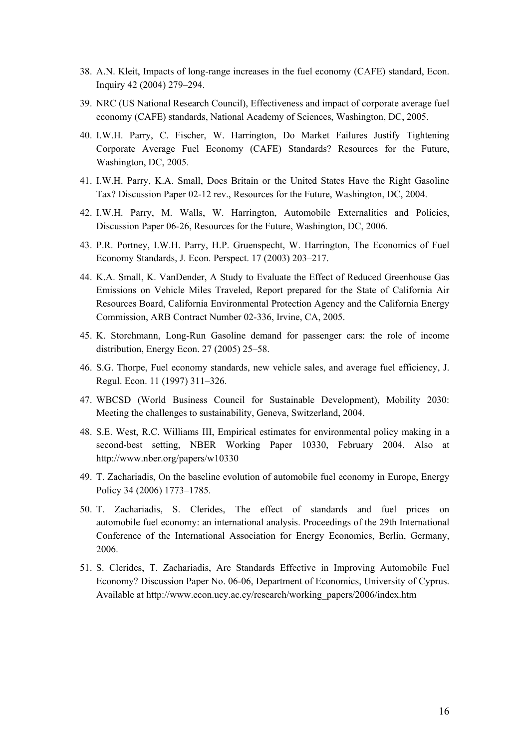38. A.N. Kleit, Impacts of long-range increases in the fuel economy (CAFE) standard, Econ. Inquiry 42 (2004) 279–294.
39. NRC (US National Research Council), Effectiveness and impact of corporate average fuel economy (CAFE) standards, National Academy of Sciences, Washington, DC, 2005.
40. I.W.H. Parry, C. Fischer, W. Harrington, Do Market Failures Justify Tightening Corporate Average Fuel Economy (CAFE) Standards? Resources for the Future, Washington, DC, 2005.
41. I.W.H. Parry, K.A. Small, Does Britain or the United States Have the Right Gasoline Tax? Discussion Paper 02-12 rev., Resources for the Future, Washington, DC, 2004.
42. I.W.H. Parry, M. Walls, W. Harrington, Automobile Externalities and Policies, Discussion Paper 06-26, Resources for the Future, Washington, DC, 2006.
43. P.R. Portney, I.W.H. Parry, H.P. Gruenspecht, W. Harrington, The Economics of Fuel Economy Standards, J. Econ. Perspect. 17 (2003) 203–217.
44. K.A. Small, K. VanDender, A Study to Evaluate the Effect of Reduced Greenhouse Gas Emissions on Vehicle Miles Traveled, Report prepared for the State of California Air Resources Board, California Environmental Protection Agency and the California Energy Commission, ARB Contract Number 02-336, Irvine, CA, 2005.
45. K. Storchmann, Long-Run Gasoline demand for passenger cars: the role of income distribution, Energy Econ. 27 (2005) 25–58.
46. S.G. Thorpe, Fuel economy standards, new vehicle sales, and average fuel efficiency, J. Regul. Econ. 11 (1997) 311–326.
47. WBCSD (World Business Council for Sustainable Development), Mobility 2030: Meeting the challenges to sustainability, Geneva, Switzerland, 2004.
48. S.E. West, R.C. Williams III, Empirical estimates for environmental policy making in a second-best setting, NBER Working Paper 10330, February 2004. Also at http://www.nber.org/papers/w10330
49. T. Zachariadis, On the baseline evolution of automobile fuel economy in Europe, Energy Policy 34 (2006) 1773–1785.
50. T. Zachariadis, S. Clerides, The effect of standards and fuel prices on automobile fuel economy: an international analysis. Proceedings of the 29th International Conference of the International Association for Energy Economics, Berlin, Germany, 2006.
51. S. Clerides, T. Zachariadis, Are Standards Effective in Improving Automobile Fuel Economy? Discussion Paper No. 06-06, Department of Economics, University of Cyprus. Available at http://www.econ.ucy.ac.cy/research/working_papers/2006/index.htm